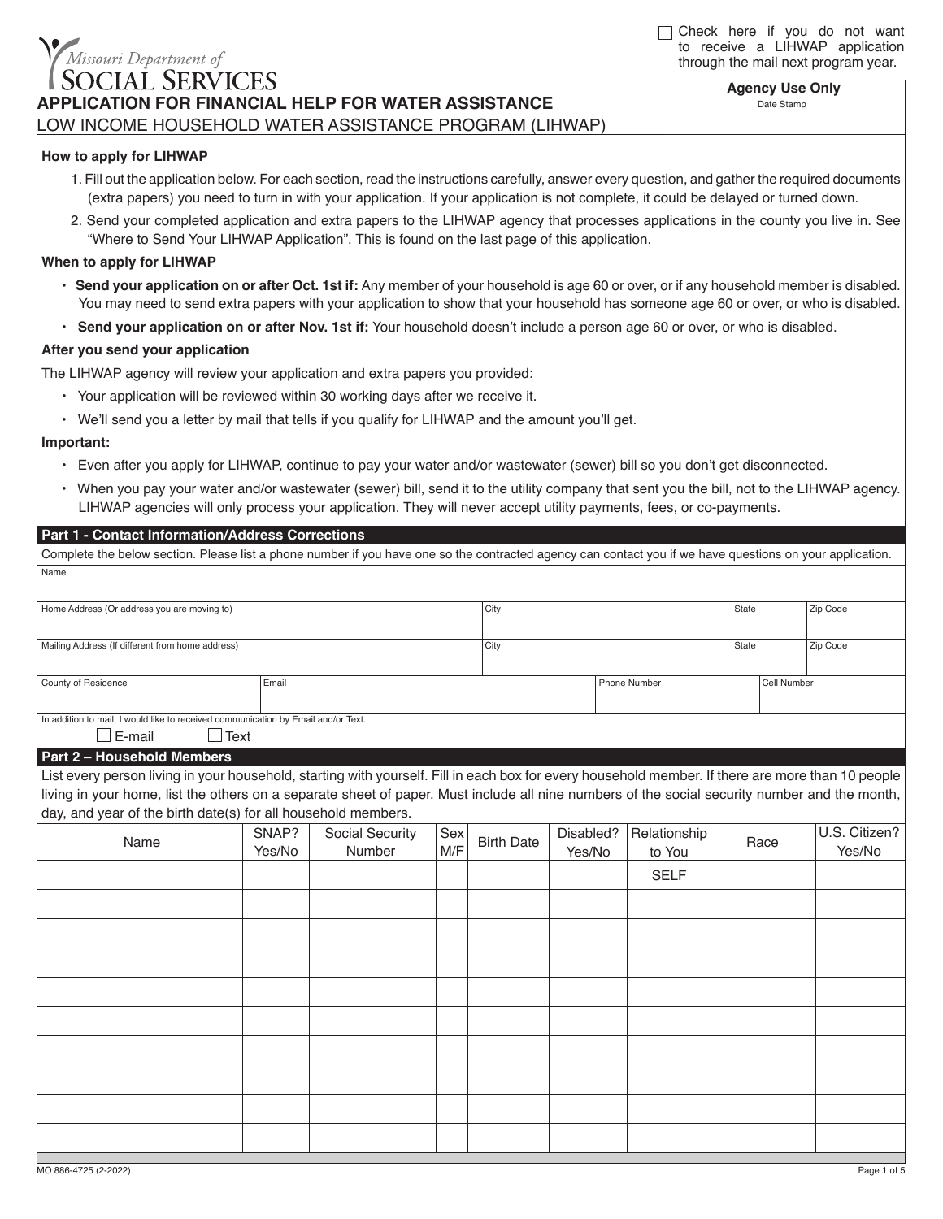Missouri Department of
SOCIAL SERVICES

☐ Check here if you do not want to receive a LIHWAP application through the mail next program year.

| Agency Use Only |
|---|
| Date Stamp |

# APPLICATION FOR FINANCIAL HELP FOR WATER ASSISTANCE

## LOW INCOME HOUSEHOLD WATER ASSISTANCE PROGRAM (LIHWAP)

**How to apply for LIHWAP**

1. Fill out the application below. For each section, read the instructions carefully, answer every question, and gather the required documents (extra papers) you need to turn in with your application. If your application is not complete, it could be delayed or turned down.
2. Send your completed application and extra papers to the LIHWAP agency that processes applications in the county you live in. See "Where to Send Your LIHWAP Application". This is found on the last page of this application.

**When to apply for LIHWAP**

- **Send your application on or after Oct. 1st if:** Any member of your household is age 60 or over, or if any household member is disabled. You may need to send extra papers with your application to show that your household has someone age 60 or over, or who is disabled.
- **Send your application on or after Nov. 1st if:** Your household doesn't include a person age 60 or over, or who is disabled.

**After you send your application**

The LIHWAP agency will review your application and extra papers you provided:

- Your application will be reviewed within 30 working days after we receive it.
- We'll send you a letter by mail that tells if you qualify for LIHWAP and the amount you'll get.

**Important:**

- Even after you apply for LIHWAP, continue to pay your water and/or wastewater (sewer) bill so you don't get disconnected.
- When you pay your water and/or wastewater (sewer) bill, send it to the utility company that sent you the bill, not to the LIHWAP agency. LIHWAP agencies will only process your application. They will never accept utility payments, fees, or co-payments.

**Part 1 - Contact Information/Address Corrections**

Complete the below section. Please list a phone number if you have one so the contracted agency can contact you if we have questions on your application.

| Name | | | | |
|---|---|---|---|---|
| Home Address (Or address you are moving to) | | City | State | Zip Code |
| Mailing Address (If different from home address) | | City | State | Zip Code |
| County of Residence | Email | | Phone Number | Cell Number |

In addition to mail, I would like to received communication by Email and/or Text.
☐ E-mail ☐ Text

**Part 2 – Household Members**

List every person living in your household, starting with yourself. Fill in each box for every household member. If there are more than 10 people living in your home, list the others on a separate sheet of paper. Must include all nine numbers of the social security number and the month, day, and year of the birth date(s) for all household members.

| Name | SNAP? Yes/No | Social Security Number | Sex M/F | Birth Date | Disabled? Yes/No | Relationship to You | Race | U.S. Citizen? Yes/No |
|---|---|---|---|---|---|---|---|---|
| | | | | | | SELF | | |
| | | | | | | | | |
| | | | | | | | | |
| | | | | | | | | |
| | | | | | | | | |
| | | | | | | | | |
| | | | | | | | | |
| | | | | | | | | |
| | | | | | | | | |
| | | | | | | | | |

MO 886-4725 (2-2022)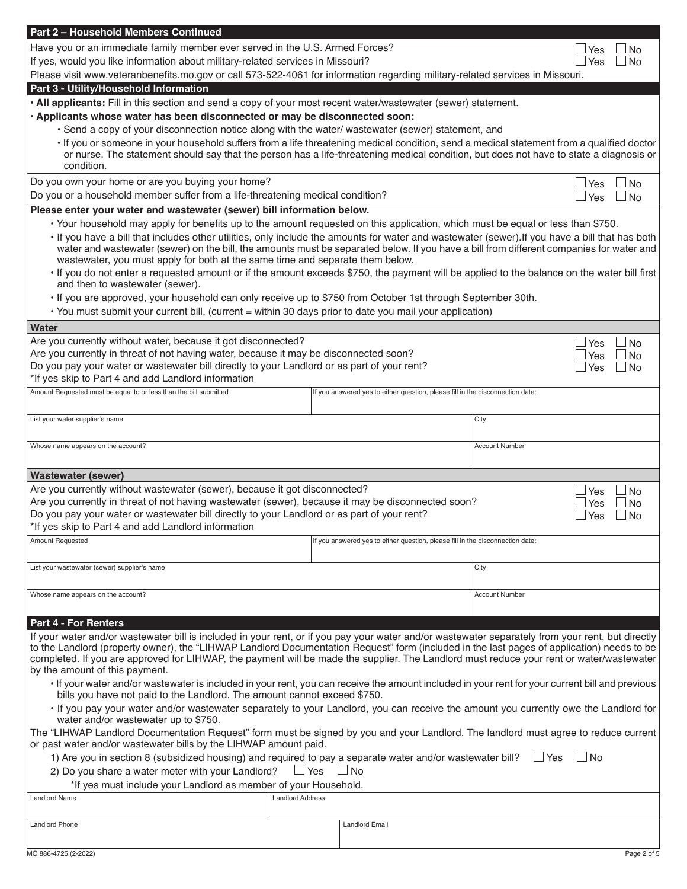## Part 2 – Household Members Continued

Have you or an immediate family member ever served in the U.S. Armed Forces? ☐ Yes ☐ No

If yes, would you like information about military-related services in Missouri? ☐ Yes ☐ No

Please visit www.veteranbenefits.mo.gov or call 573-522-4061 for information regarding military-related services in Missouri.

## Part 3 - Utility/Household Information

- **All applicants:** Fill in this section and send a copy of your most recent water/wastewater (sewer) statement.
- **Applicants whose water has been disconnected or may be disconnected soon:**
  - Send a copy of your disconnection notice along with the water/ wastewater (sewer) statement, and
  - If you or someone in your household suffers from a life threatening medical condition, send a medical statement from a qualified doctor or nurse. The statement should say that the person has a life-threatening medical condition, but does not have to state a diagnosis or condition.

Do you own your home or are you buying your home? ☐ Yes ☐ No

Do you or a household member suffer from a life-threatening medical condition? ☐ Yes ☐ No

**Please enter your water and wastewater (sewer) bill information below.**

- Your household may apply for benefits up to the amount requested on this application, which must be equal or less than $750.
- If you have a bill that includes other utilities, only include the amounts for water and wastewater (sewer).If you have a bill that has both water and wastewater (sewer) on the bill, the amounts must be separated below. If you have a bill from different companies for water and wastewater, you must apply for both at the same time and separate them below.
- If you do not enter a requested amount or if the amount exceeds $750, the payment will be applied to the balance on the water bill first and then to wastewater (sewer).
- If you are approved, your household can only receive up to $750 from October 1st through September 30th.
- You must submit your current bill. (current = within 30 days prior to date you mail your application)

### Water

Are you currently without water, because it got disconnected? ☐ Yes ☐ No

Are you currently in threat of not having water, because it may be disconnected soon? ☐ Yes ☐ No

Do you pay your water or wastewater bill directly to your Landlord or as part of your rent? ☐ Yes ☐ No

*If yes skip to Part 4 and add Landlord information

| Amount Requested must be equal to or less than the bill submitted | If you answered yes to either question, please fill in the disconnection date: |
|---|---|
| | |

| List your water supplier's name | City |
|---|---|
| | |
| **Whose name appears on the account?** | **Account Number** |
| | |

### Wastewater (sewer)

Are you currently without wastewater (sewer), because it got disconnected? ☐ Yes ☐ No

Are you currently in threat of not having wastewater (sewer), because it may be disconnected soon? ☐ Yes ☐ No

Do you pay your water or wastewater bill directly to your Landlord or as part of your rent? ☐ Yes ☐ No

*If yes skip to Part 4 and add Landlord information

| Amount Requested | If you answered yes to either question, please fill in the disconnection date: |
|---|---|
| | |

| List your wastewater (sewer) supplier's name | City |
|---|---|
| | |
| **Whose name appears on the account?** | **Account Number** |
| | |

## Part 4 - For Renters

If your water and/or wastewater bill is included in your rent, or if you pay your water and/or wastewater separately from your rent, but directly to the Landlord (property owner), the "LIHWAP Landlord Documentation Request" form (included in the last pages of application) needs to be completed. If you are approved for LIHWAP, the payment will be made the supplier. The Landlord must reduce your rent or water/wastewater by the amount of this payment.

- If your water and/or wastewater is included in your rent, you can receive the amount included in your rent for your current bill and previous bills you have not paid to the Landlord. The amount cannot exceed $750.
- If you pay your water and/or wastewater separately to your Landlord, you can receive the amount you currently owe the Landlord for water and/or wastewater up to $750.

The "LIHWAP Landlord Documentation Request" form must be signed by you and your Landlord. The landlord must agree to reduce current or past water and/or wastewater bills by the LIHWAP amount paid.

1) Are you in section 8 (subsidized housing) and required to pay a separate water and/or wastewater bill? ☐ Yes ☐ No
2) Do you share a water meter with your Landlord? ☐ Yes ☐ No

   *If yes must include your Landlord as member of your Household.

| Landlord Name | Landlord Address |
|---|---|
| | |
| **Landlord Phone** | **Landlord Email** |
| | |

MO 886-4725 (2-2022)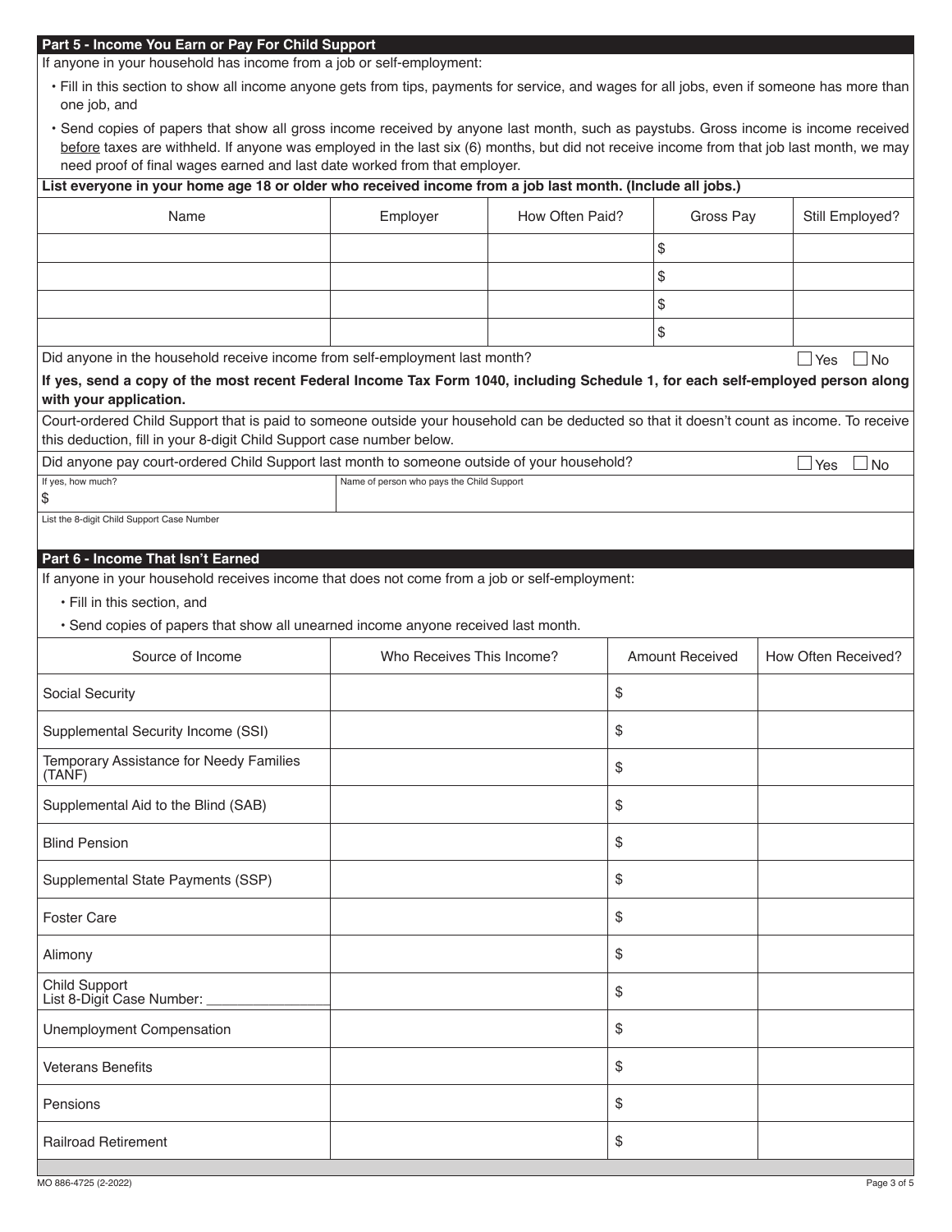## Part 5 - Income You Earn or Pay For Child Support

If anyone in your household has income from a job or self-employment:

- Fill in this section to show all income anyone gets from tips, payments for service, and wages for all jobs, even if someone has more than one job, and
- Send copies of papers that show all gross income received by anyone last month, such as paystubs. Gross income is income received before taxes are withheld. If anyone was employed in the last six (6) months, but did not receive income from that job last month, we may need proof of final wages earned and last date worked from that employer.

**List everyone in your home age 18 or older who received income from a job last month. (Include all jobs.)**

| Name | Employer | How Often Paid? | Gross Pay | Still Employed? |
|---|---|---|---|---|
| | | | $ | |
| | | | $ | |
| | | | $ | |
| | | | $ | |

Did anyone in the household receive income from self-employment last month? ☐ Yes ☐ No

**If yes, send a copy of the most recent Federal Income Tax Form 1040, including Schedule 1, for each self-employed person along with your application.**

Court-ordered Child Support that is paid to someone outside your household can be deducted so that it doesn't count as income. To receive this deduction, fill in your 8-digit Child Support case number below.

Did anyone pay court-ordered Child Support last month to someone outside of your household? ☐ Yes ☐ No

| If yes, how much? | Name of person who pays the Child Support |
|---|---|
| $ | |

List the 8-digit Child Support Case Number

## Part 6 - Income That Isn't Earned

If anyone in your household receives income that does not come from a job or self-employment:

- Fill in this section, and
- Send copies of papers that show all unearned income anyone received last month.

| Source of Income | Who Receives This Income? | Amount Received | How Often Received? |
|---|---|---|---|
| Social Security | | $ | |
| Supplemental Security Income (SSI) | | $ | |
| Temporary Assistance for Needy Families (TANF) | | $ | |
| Supplemental Aid to the Blind (SAB) | | $ | |
| Blind Pension | | $ | |
| Supplemental State Payments (SSP) | | $ | |
| Foster Care | | $ | |
| Alimony | | $ | |
| Child Support List 8-Digit Case Number: ______________ | | $ | |
| Unemployment Compensation | | $ | |
| Veterans Benefits | | $ | |
| Pensions | | $ | |
| Railroad Retirement | | $ | |

MO 886-4725 (2-2022)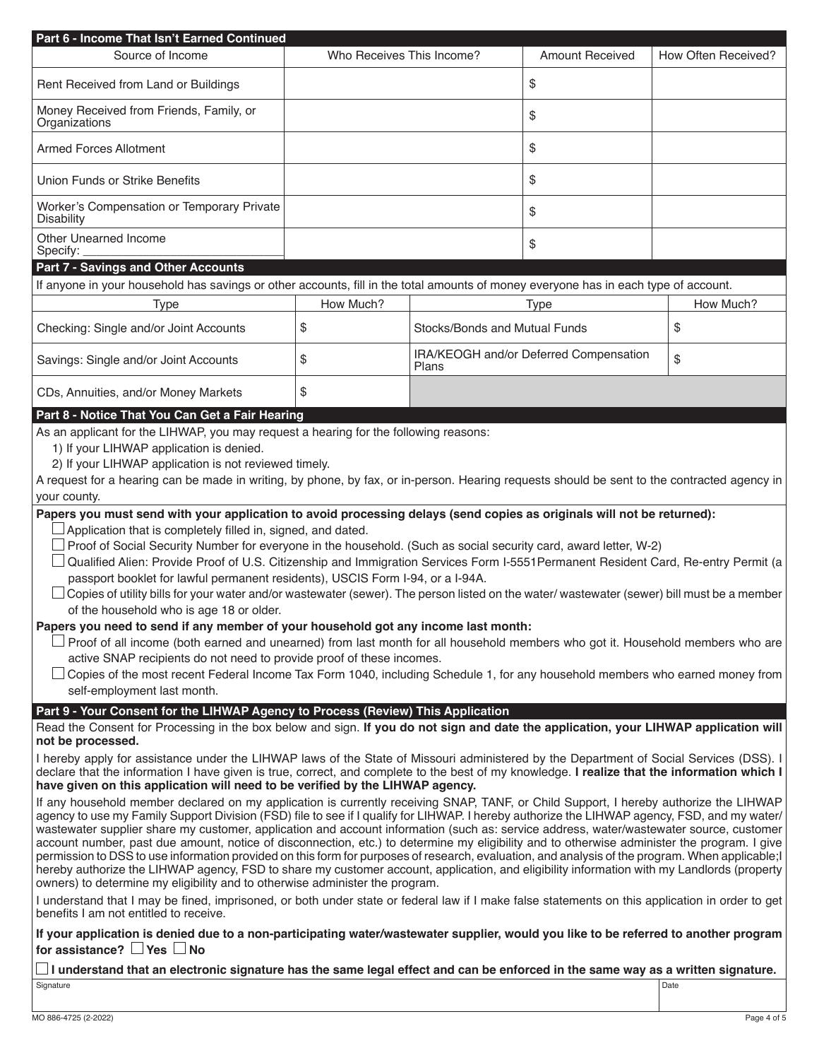## Part 6 - Income That Isn't Earned Continued

| Source of Income | Who Receives This Income? | Amount Received | How Often Received? |
|---|---|---|---|
| Rent Received from Land or Buildings | | $ | |
| Money Received from Friends, Family, or Organizations | | $ | |
| Armed Forces Allotment | | $ | |
| Union Funds or Strike Benefits | | $ | |
| Worker's Compensation or Temporary Private Disability | | $ | |
| Other Unearned Income Specify: ______________________________ | | $ | |

## Part 7 - Savings and Other Accounts

If anyone in your household has savings or other accounts, fill in the total amounts of money everyone has in each type of account.

| Type | How Much? | Type | How Much? |
|---|---|---|---|
| Checking: Single and/or Joint Accounts | $ | Stocks/Bonds and Mutual Funds | $ |
| Savings: Single and/or Joint Accounts | $ | IRA/KEOGH and/or Deferred Compensation Plans | $ |
| CDs, Annuities, and/or Money Markets | $ | | |

## Part 8 - Notice That You Can Get a Fair Hearing

As an applicant for the LIHWAP, you may request a hearing for the following reasons:

1) If your LIHWAP application is denied.
2) If your LIHWAP application is not reviewed timely.

A request for a hearing can be made in writing, by phone, by fax, or in-person. Hearing requests should be sent to the contracted agency in your county.

**Papers you must send with your application to avoid processing delays (send copies as originals will not be returned):**

- ☐ Application that is completely filled in, signed, and dated.
- ☐ Proof of Social Security Number for everyone in the household. (Such as social security card, award letter, W-2)
- ☐ Qualified Alien: Provide Proof of U.S. Citizenship and Immigration Services Form I-5551Permanent Resident Card, Re-entry Permit (a passport booklet for lawful permanent residents), USCIS Form I-94, or a I-94A.
- ☐ Copies of utility bills for your water and/or wastewater (sewer). The person listed on the water/ wastewater (sewer) bill must be a member of the household who is age 18 or older.

**Papers you need to send if any member of your household got any income last month:**

- ☐ Proof of all income (both earned and unearned) from last month for all household members who got it. Household members who are active SNAP recipients do not need to provide proof of these incomes.
- ☐ Copies of the most recent Federal Income Tax Form 1040, including Schedule 1, for any household members who earned money from self-employment last month.

## Part 9 - Your Consent for the LIHWAP Agency to Process (Review) This Application

Read the Consent for Processing in the box below and sign. **If you do not sign and date the application, your LIHWAP application will not be processed.**

I hereby apply for assistance under the LIHWAP laws of the State of Missouri administered by the Department of Social Services (DSS). I declare that the information I have given is true, correct, and complete to the best of my knowledge. **I realize that the information which I have given on this application will need to be verified by the LIHWAP agency.**

If any household member declared on my application is currently receiving SNAP, TANF, or Child Support, I hereby authorize the LIHWAP agency to use my Family Support Division (FSD) file to see if I qualify for LIHWAP. I hereby authorize the LIHWAP agency, FSD, and my water/ wastewater supplier share my customer, application and account information (such as: service address, water/wastewater source, customer account number, past due amount, notice of disconnection, etc.) to determine my eligibility and to otherwise administer the program. I give permission to DSS to use information provided on this form for purposes of research, evaluation, and analysis of the program. When applicable;I hereby authorize the LIHWAP agency, FSD to share my customer account, application, and eligibility information with my Landlords (property owners) to determine my eligibility and to otherwise administer the program.

I understand that I may be fined, imprisoned, or both under state or federal law if I make false statements on this application in order to get benefits I am not entitled to receive.

**If your application is denied due to a non-participating water/wastewater supplier, would you like to be referred to another program for assistance?** ☐ **Yes** ☐ **No**

☐ **I understand that an electronic signature has the same legal effect and can be enforced in the same way as a written signature.**

| Signature | Date |
|---|---|
| | |

MO 886-4725 (2-2022)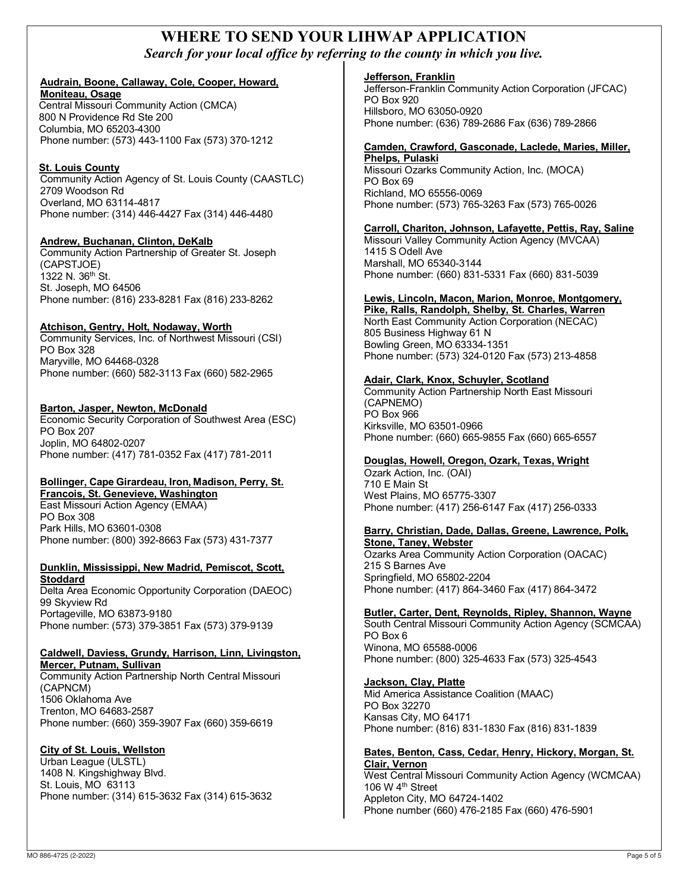# WHERE TO SEND YOUR LIHWAP APPLICATION

*Search for your local office by referring to the county in which you live.*

**Audrain, Boone, Callaway, Cole, Cooper, Howard, Moniteau, Osage**
Central Missouri Community Action (CMCA)
800 N Providence Rd Ste 200
Columbia, MO 65203-4300
Phone number: (573) 443-1100 Fax (573) 370-1212

**St. Louis County**
Community Action Agency of St. Louis County (CAASTLC)
2709 Woodson Rd
Overland, MO 63114-4817
Phone number: (314) 446-4427 Fax (314) 446-4480

**Andrew, Buchanan, Clinton, DeKalb**
Community Action Partnership of Greater St. Joseph (CAPSTJOE)
1322 N. 36th St.
St. Joseph, MO 64506
Phone number: (816) 233-8281 Fax (816) 233-8262

**Atchison, Gentry, Holt, Nodaway, Worth**
Community Services, Inc. of Northwest Missouri (CSI)
PO Box 328
Maryville, MO 64468-0328
Phone number: (660) 582-3113 Fax (660) 582-2965

**Barton, Jasper, Newton, McDonald**
Economic Security Corporation of Southwest Area (ESC)
PO Box 207
Joplin, MO 64802-0207
Phone number: (417) 781-0352 Fax (417) 781-2011

**Bollinger, Cape Girardeau, Iron, Madison, Perry, St. Francois, St. Genevieve, Washington**
East Missouri Action Agency (EMAA)
PO Box 308
Park Hills, MO 63601-0308
Phone number: (800) 392-8663 Fax (573) 431-7377

**Dunklin, Mississippi, New Madrid, Pemiscot, Scott, Stoddard**
Delta Area Economic Opportunity Corporation (DAEOC)
99 Skyview Rd
Portageville, MO 63873-9180
Phone number: (573) 379-3851 Fax (573) 379-9139

**Caldwell, Daviess, Grundy, Harrison, Linn, Livingston, Mercer, Putnam, Sullivan**
Community Action Partnership North Central Missouri (CAPNCM)
1506 Oklahoma Ave
Trenton, MO 64683-2587
Phone number: (660) 359-3907 Fax (660) 359-6619

**City of St. Louis, Wellston**
Urban League (ULSTL)
1408 N. Kingshighway Blvd.
St. Louis, MO 63113
Phone number: (314) 615-3632 Fax (314) 615-3632

**Jefferson, Franklin**
Jefferson-Franklin Community Action Corporation (JFCAC)
PO Box 920
Hillsboro, MO 63050-0920
Phone number: (636) 789-2686 Fax (636) 789-2866

**Camden, Crawford, Gasconade, Laclede, Maries, Miller, Phelps, Pulaski**
Missouri Ozarks Community Action, Inc. (MOCA)
PO Box 69
Richland, MO 65556-0069
Phone number: (573) 765-3263 Fax (573) 765-0026

**Carroll, Chariton, Johnson, Lafayette, Pettis, Ray, Saline**
Missouri Valley Community Action Agency (MVCAA)
1415 S Odell Ave
Marshall, MO 65340-3144
Phone number: (660) 831-5331 Fax (660) 831-5039

**Lewis, Lincoln, Macon, Marion, Monroe, Montgomery, Pike, Ralls, Randolph, Shelby, St. Charles, Warren**
North East Community Action Corporation (NECAC)
805 Business Highway 61 N
Bowling Green, MO 63334-1351
Phone number: (573) 324-0120 Fax (573) 213-4858

**Adair, Clark, Knox, Schuyler, Scotland**
Community Action Partnership North East Missouri (CAPNEMO)
PO Box 966
Kirksville, MO 63501-0966
Phone number: (660) 665-9855 Fax (660) 665-6557

**Douglas, Howell, Oregon, Ozark, Texas, Wright**
Ozark Action, Inc. (OAI)
710 E Main St
West Plains, MO 65775-3307
Phone number: (417) 256-6147 Fax (417) 256-0333

**Barry, Christian, Dade, Dallas, Greene, Lawrence, Polk, Stone, Taney, Webster**
Ozarks Area Community Action Corporation (OACAC)
215 S Barnes Ave
Springfield, MO 65802-2204
Phone number: (417) 864-3460 Fax (417) 864-3472

**Butler, Carter, Dent, Reynolds, Ripley, Shannon, Wayne**
South Central Missouri Community Action Agency (SCMCAA)
PO Box 6
Winona, MO 65588-0006
Phone number: (800) 325-4633 Fax (573) 325-4543

**Jackson, Clay, Platte**
Mid America Assistance Coalition (MAAC)
PO Box 32270
Kansas City, MO 64171
Phone number: (816) 831-1830 Fax (816) 831-1839

**Bates, Benton, Cass, Cedar, Henry, Hickory, Morgan, St. Clair, Vernon**
West Central Missouri Community Action Agency (WCMCAA)
106 W 4th Street
Appleton City, MO 64724-1402
Phone number (660) 476-2185 Fax (660) 476-5901

MO 886-4725 (2-2022)